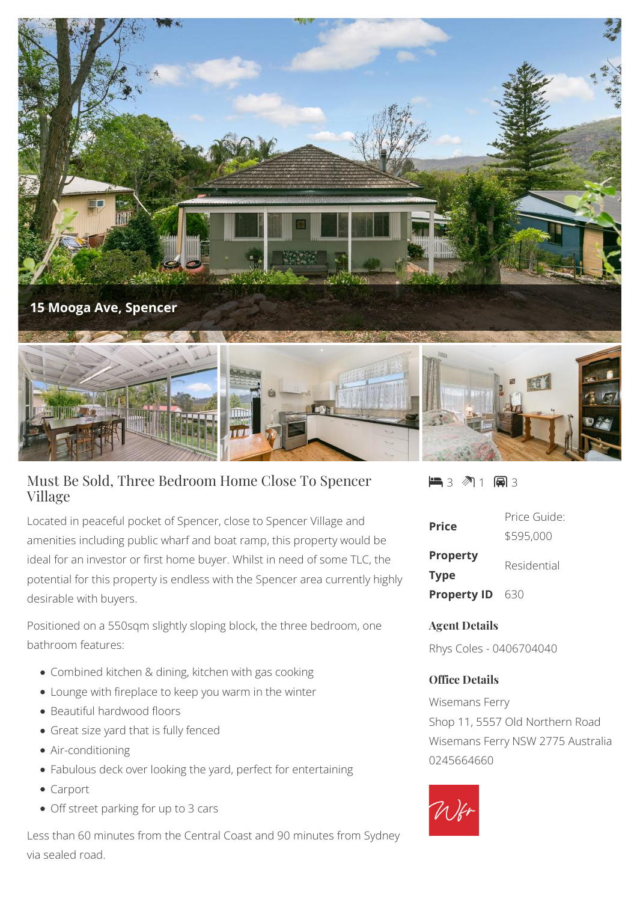15 Mooga Ave, Spencer

# Must Be Sold, Three Bedroom Home Close To Spencer Village

3 bedrooms, 1 bathroom, 3 car spaces

Located in peaceful pocket of Spencer, close to Spencer Village and amenities including public wharf and boat ramp, this property would be ideal for an investor or first home buyer. Whilst in need of some TLC, the potential for this property is endless with the Spencer area currently highly desirable with buyers.

Positioned on a 550sqm slightly sloping block, the three bedroom, one bathroom features:

- Combined kitchen & dining, kitchen with gas cooking
- Lounge with fireplace to keep you warm in the winter
- Beautiful hardwood floors
- Great size yard that is fully fenced
- Air-conditioning
- Fabulous deck over looking the yard, perfect for entertaining
- Carport
- Off street parking for up to 3 cars

Less than 60 minutes from the Central Coast and 90 minutes from Sydney via sealed road.

| | |
|---|---|
| **Price** | Price Guide: $595,000 |
| **Property Type** | Residential |
| **Property ID** | 630 |

### Agent Details

Rhys Coles - 0406704040

### Office Details

Wisemans Ferry
Shop 11, 5557 Old Northern Road
Wisemans Ferry NSW 2775 Australia
0245664660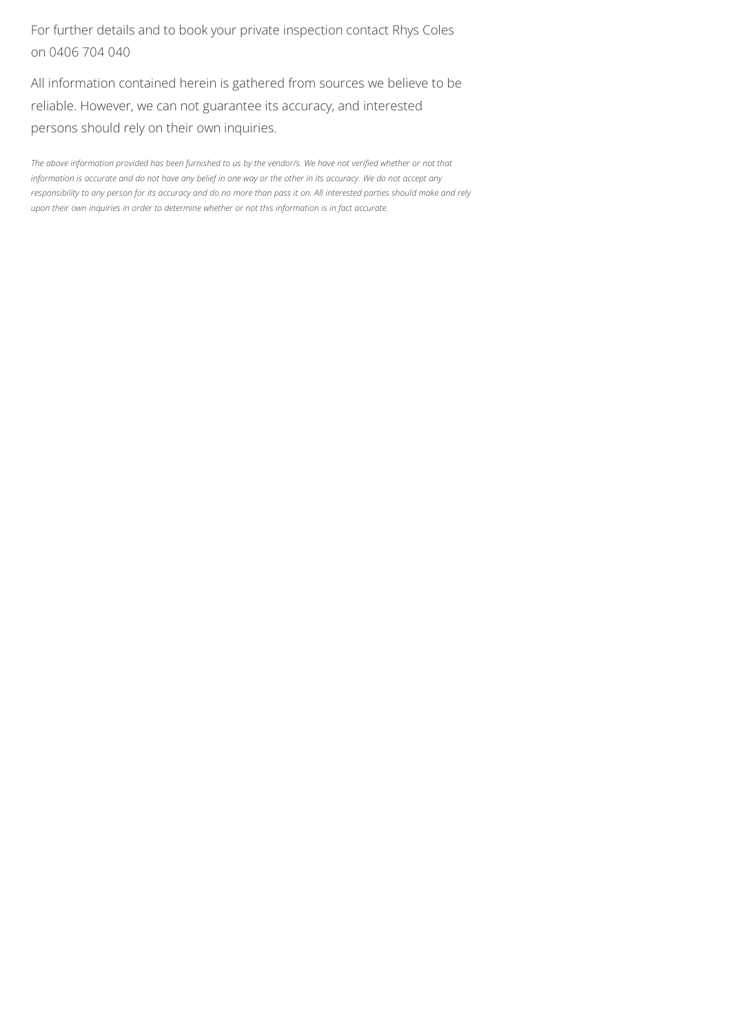For further details and to book your private inspection contact Rhys Coles on 0406 704 040

All information contained herein is gathered from sources we believe to be reliable. However, we can not guarantee its accuracy, and interested persons should rely on their own inquiries.

*The above information provided has been furnished to us by the vendor/s. We have not verified whether or not that information is accurate and do not have any belief in one way or the other in its accuracy. We do not accept any responsibility to any person for its accuracy and do no more than pass it on. All interested parties should make and rely upon their own inquiries in order to determine whether or not this information is in fact accurate.*